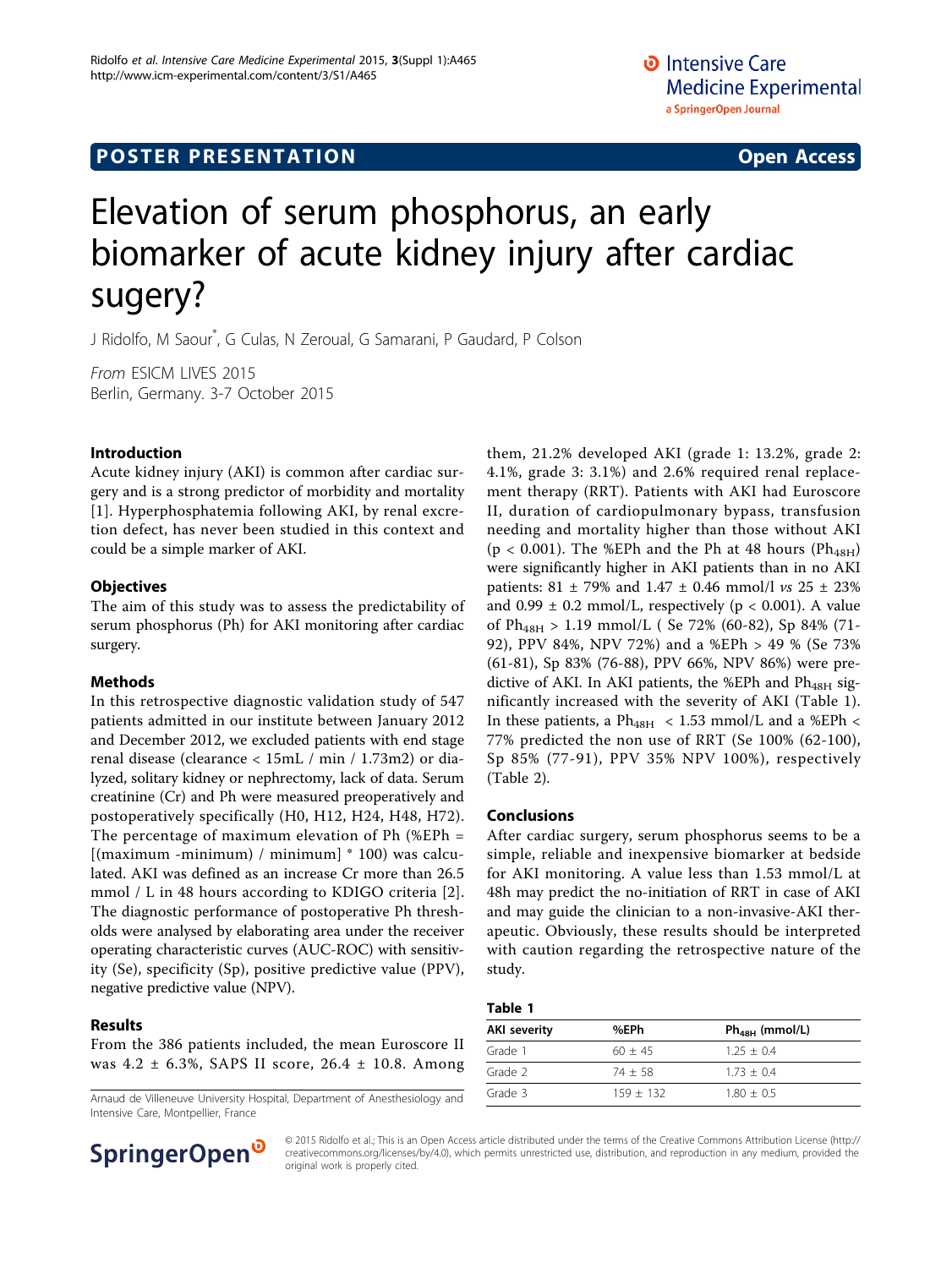**POSTER PRESENTATION** **Open Access**

# Elevation of serum phosphorus, an early biomarker of acute kidney injury after cardiac sugery?

J Ridolfo, M Saour*, G Culas, N Zeroual, G Samarani, P Gaudard, P Colson

*From* ESICM LIVES 2015
Berlin, Germany. 3-7 October 2015

## Introduction

Acute kidney injury (AKI) is common after cardiac surgery and is a strong predictor of morbidity and mortality [1]. Hyperphosphatemia following AKI, by renal excretion defect, has never been studied in this context and could be a simple marker of AKI.

## Objectives

The aim of this study was to assess the predictability of serum phosphorus (Ph) for AKI monitoring after cardiac surgery.

## Methods

In this retrospective diagnostic validation study of 547 patients admitted in our institute between January 2012 and December 2012, we excluded patients with end stage renal disease (clearance < 15mL / min / 1.73m2) or dialyzed, solitary kidney or nephrectomy, lack of data. Serum creatinine (Cr) and Ph were measured preoperatively and postoperatively specifically (H0, H12, H24, H48, H72). The percentage of maximum elevation of Ph (%EPh = [(maximum -minimum) / minimum] * 100) was calculated. AKI was defined as an increase Cr more than 26.5 mmol / L in 48 hours according to KDIGO criteria [2]. The diagnostic performance of postoperative Ph thresholds were analysed by elaborating area under the receiver operating characteristic curves (AUC-ROC) with sensitivity (Se), specificity (Sp), positive predictive value (PPV), negative predictive value (NPV).

## Results

From the 386 patients included, the mean Euroscore II was 4.2 ± 6.3%, SAPS II score, 26.4 ± 10.8. Among them, 21.2% developed AKI (grade 1: 13.2%, grade 2: 4.1%, grade 3: 3.1%) and 2.6% required renal replacement therapy (RRT). Patients with AKI had Euroscore II, duration of cardiopulmonary bypass, transfusion needing and mortality higher than those without AKI ($p < 0.001$). The %EPh and the Ph at 48 hours ($Ph_{48H}$) were significantly higher in AKI patients than in no AKI patients: 81 ± 79% and 1.47 ± 0.46 mmol/l *vs* 25 ± 23% and 0.99 ± 0.2 mmol/L, respectively ($p < 0.001$). A value of $Ph_{48H}$ > 1.19 mmol/L ( Se 72% (60-82), Sp 84% (71-92), PPV 84%, NPV 72%) and a %EPh > 49 % (Se 73% (61-81), Sp 83% (76-88), PPV 66%, NPV 86%) were predictive of AKI. In AKI patients, the %EPh and $Ph_{48H}$ significantly increased with the severity of AKI (Table 1). In these patients, a $Ph_{48H}$ < 1.53 mmol/L and a %EPh < 77% predicted the non use of RRT (Se 100% (62-100), Sp 85% (77-91), PPV 35% NPV 100%), respectively (Table 2).

## Conclusions

After cardiac surgery, serum phosphorus seems to be a simple, reliable and inexpensive biomarker at bedside for AKI monitoring. A value less than 1.53 mmol/L at 48h may predict the no-initiation of RRT in case of AKI and may guide the clinician to a non-invasive-AKI therapeutic. Obviously, these results should be interpreted with caution regarding the retrospective nature of the study.

**Table 1**

| AKI severity | %EPh | $Ph_{48H}$ (mmol/L) |
|---|---|---|
| Grade 1 | 60 ± 45 | 1.25 ± 0.4 |
| Grade 2 | 74 ± 58 | 1.73 ± 0.4 |
| Grade 3 | 159 ± 132 | 1.80 ± 0.5 |

Arnaud de Villeneuve University Hospital, Department of Anesthesiology and Intensive Care, Montpellier, France

© 2015 Ridolfo et al.; This is an Open Access article distributed under the terms of the Creative Commons Attribution License (http://creativecommons.org/licenses/by/4.0), which permits unrestricted use, distribution, and reproduction in any medium, provided the original work is properly cited.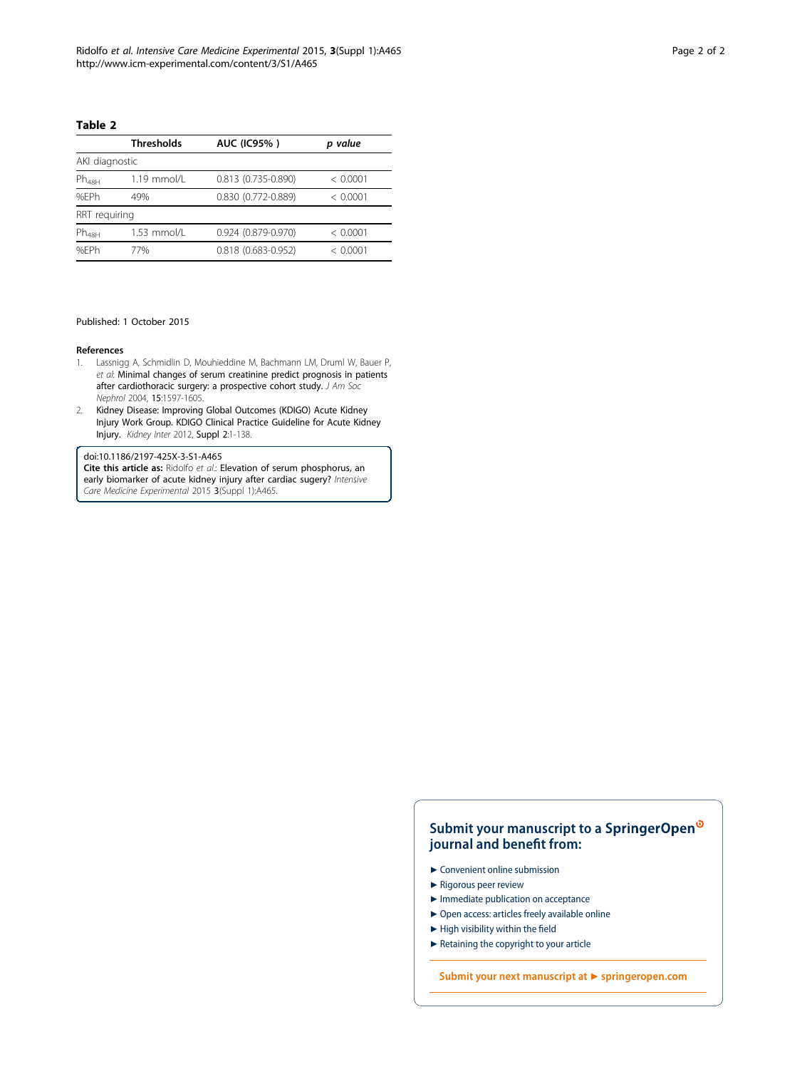**Table 2**

| | Thresholds | AUC (IC95% ) | *p value* |
|---|---|---|---|
| AKI diagnostic | | | |
| $Ph_{48H}$ | 1.19 mmol/L | 0.813 (0.735-0.890) | < 0.0001 |
| %EPh | 49% | 0.830 (0.772-0.889) | < 0.0001 |
| RRT requiring | | | |
| $Ph_{48H}$ | 1.53 mmol/L | 0.924 (0.879-0.970) | < 0.0001 |
| %EPh | 77% | 0.818 (0.683-0.952) | < 0.0001 |

Published: 1 October 2015

**References**

1. Lassnigg A, Schmidlin D, Mouhieddine M, Bachmann LM, Druml W, Bauer P, *et al*: Minimal changes of serum creatinine predict prognosis in patients after cardiothoracic surgery: a prospective cohort study. *J Am Soc Nephrol* 2004, **15**:1597-1605.
2. Kidney Disease: Improving Global Outcomes (KDIGO) Acute Kidney Injury Work Group. KDIGO Clinical Practice Guideline for Acute Kidney Injury. *Kidney Inter* 2012, **Suppl 2**:1-138.

doi:10.1186/2197-425X-3-S1-A465

**Cite this article as:** Ridolfo *et al.*: Elevation of serum phosphorus, an early biomarker of acute kidney injury after cardiac sugery? *Intensive Care Medicine Experimental* 2015 **3**(Suppl 1):A465.

**Submit your manuscript to a SpringerOpen journal and benefit from:**

- ► Convenient online submission
- ► Rigorous peer review
- ► Immediate publication on acceptance
- ► Open access: articles freely available online
- ► High visibility within the field
- ► Retaining the copyright to your article

**Submit your next manuscript at ► springeropen.com**